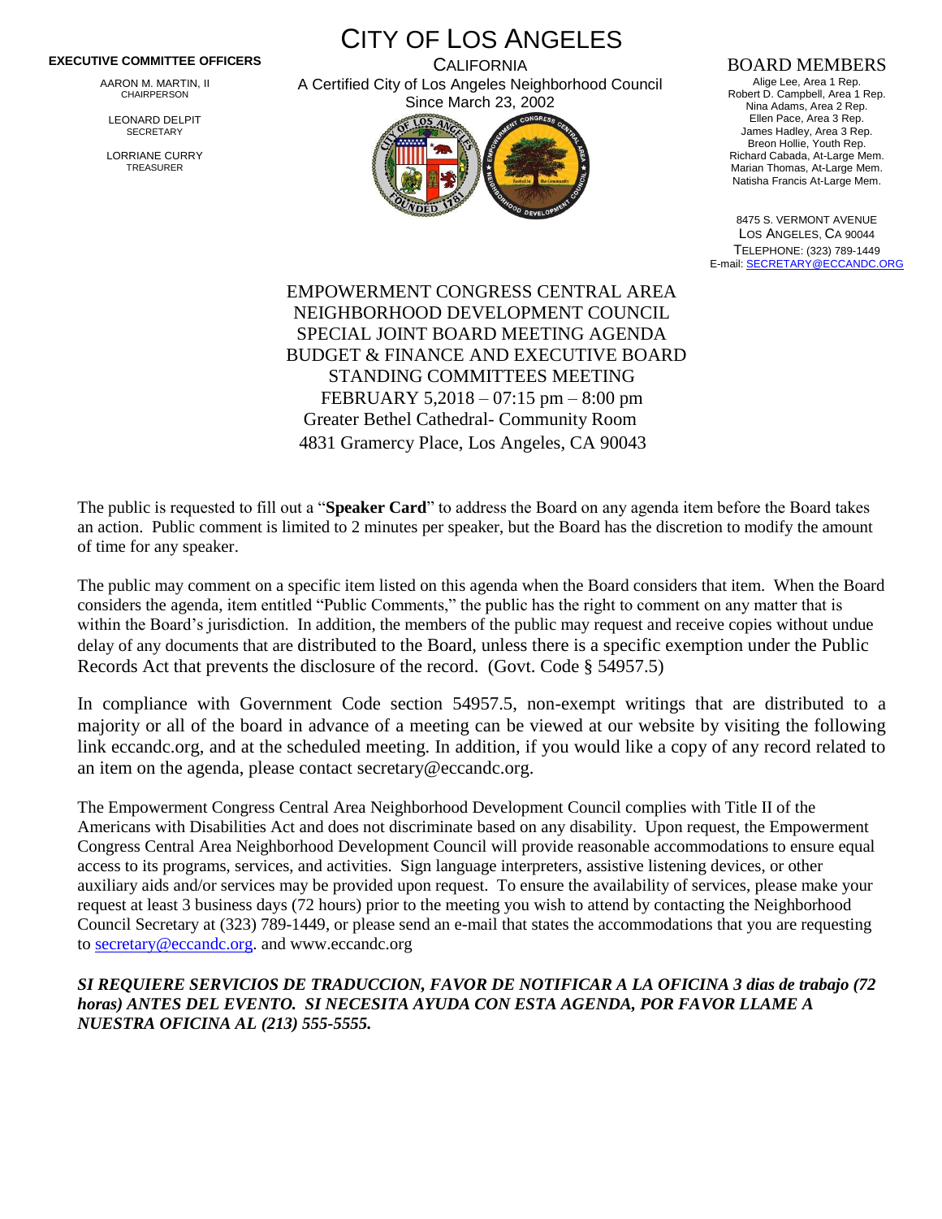**EXECUTIVE COMMITTEE OFFICERS**

AARON M. MARTIN, II
CHAIRPERSON

LEONARD DELPIT
SECRETARY

LORRIANE CURRY
TREASURER

# CITY OF LOS ANGELES

CALIFORNIA
A Certified City of Los Angeles Neighborhood Council
Since March 23, 2002

**BOARD MEMBERS**

Alige Lee, Area 1 Rep.
Robert D. Campbell, Area 1 Rep.
Nina Adams, Area 2 Rep.
Ellen Pace, Area 3 Rep.
James Hadley, Area 3 Rep.
Breon Hollie, Youth Rep.
Richard Cabada, At-Large Mem.
Marian Thomas, At-Large Mem.
Natisha Francis At-Large Mem.

8475 S. VERMONT AVENUE
LOS ANGELES, CA 90044
TELEPHONE: (323) 789-1449
E-mail: SECRETARY@ECCANDC.ORG

## EMPOWERMENT CONGRESS CENTRAL AREA NEIGHBORHOOD DEVELOPMENT COUNCIL SPECIAL JOINT BOARD MEETING AGENDA BUDGET & FINANCE AND EXECUTIVE BOARD STANDING COMMITTEES MEETING

FEBRUARY 5,2018 – 07:15 pm – 8:00 pm
Greater Bethel Cathedral- Community Room
4831 Gramercy Place, Los Angeles, CA 90043

The public is requested to fill out a "**Speaker Card**" to address the Board on any agenda item before the Board takes an action. Public comment is limited to 2 minutes per speaker, but the Board has the discretion to modify the amount of time for any speaker.

The public may comment on a specific item listed on this agenda when the Board considers that item. When the Board considers the agenda, item entitled "Public Comments," the public has the right to comment on any matter that is within the Board's jurisdiction. In addition, the members of the public may request and receive copies without undue delay of any documents that are distributed to the Board, unless there is a specific exemption under the Public Records Act that prevents the disclosure of the record. (Govt. Code § 54957.5)

In compliance with Government Code section 54957.5, non-exempt writings that are distributed to a majority or all of the board in advance of a meeting can be viewed at our website by visiting the following link eccandc.org, and at the scheduled meeting. In addition, if you would like a copy of any record related to an item on the agenda, please contact secretary@eccandc.org.

The Empowerment Congress Central Area Neighborhood Development Council complies with Title II of the Americans with Disabilities Act and does not discriminate based on any disability. Upon request, the Empowerment Congress Central Area Neighborhood Development Council will provide reasonable accommodations to ensure equal access to its programs, services, and activities. Sign language interpreters, assistive listening devices, or other auxiliary aids and/or services may be provided upon request. To ensure the availability of services, please make your request at least 3 business days (72 hours) prior to the meeting you wish to attend by contacting the Neighborhood Council Secretary at (323) 789-1449, or please send an e-mail that states the accommodations that you are requesting to secretary@eccandc.org. and www.eccandc.org

***SI REQUIERE SERVICIOS DE TRADUCCION, FAVOR DE NOTIFICAR A LA OFICINA 3 dias de trabajo (72 horas) ANTES DEL EVENTO. SI NECESITA AYUDA CON ESTA AGENDA, POR FAVOR LLAME A NUESTRA OFICINA AL (213) 555-5555.***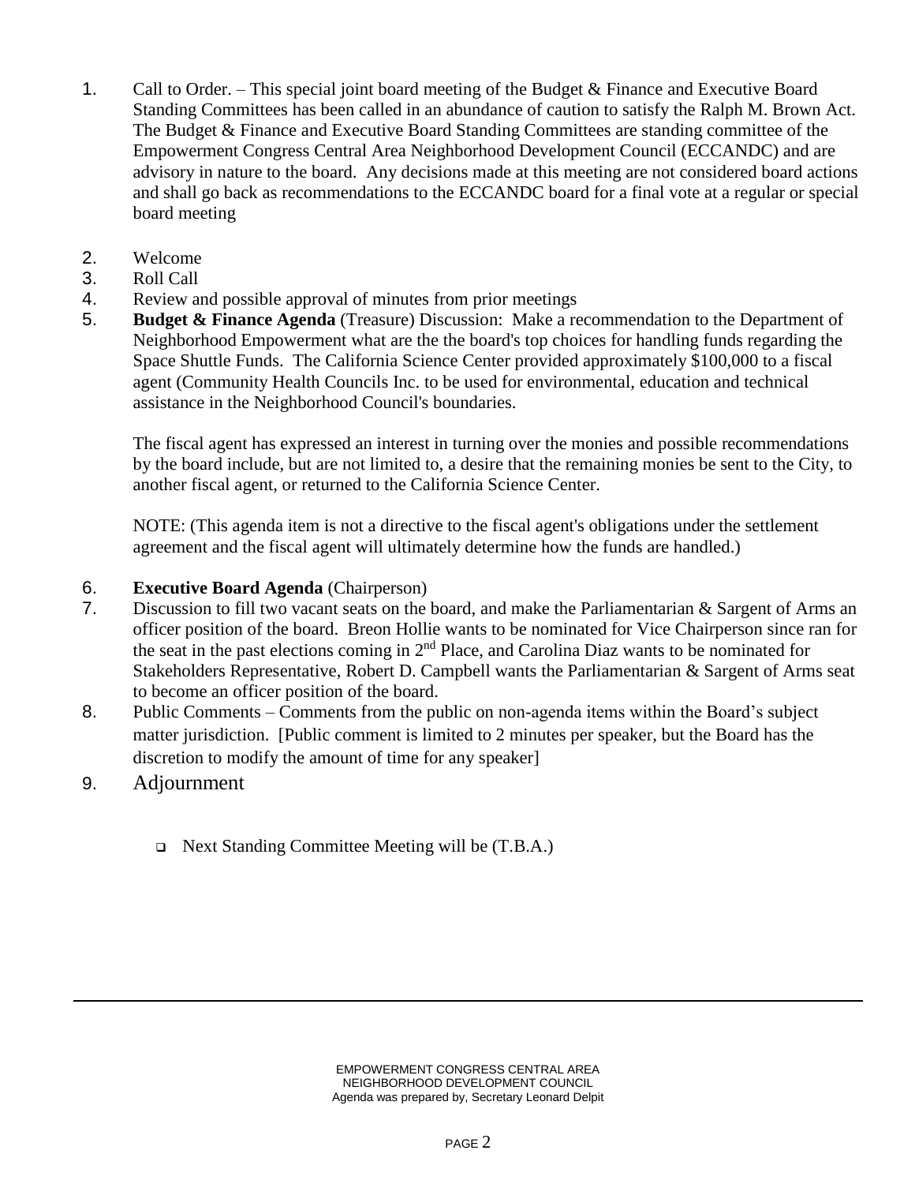1. Call to Order. – This special joint board meeting of the Budget & Finance and Executive Board Standing Committees has been called in an abundance of caution to satisfy the Ralph M. Brown Act. The Budget & Finance and Executive Board Standing Committees are standing committee of the Empowerment Congress Central Area Neighborhood Development Council (ECCANDC) and are advisory in nature to the board. Any decisions made at this meeting are not considered board actions and shall go back as recommendations to the ECCANDC board for a final vote at a regular or special board meeting

2. Welcome
3. Roll Call
4. Review and possible approval of minutes from prior meetings
5. **Budget & Finance Agenda** (Treasure) Discussion: Make a recommendation to the Department of Neighborhood Empowerment what are the the board's top choices for handling funds regarding the Space Shuttle Funds. The California Science Center provided approximately $100,000 to a fiscal agent (Community Health Councils Inc. to be used for environmental, education and technical assistance in the Neighborhood Council's boundaries.

   The fiscal agent has expressed an interest in turning over the monies and possible recommendations by the board include, but are not limited to, a desire that the remaining monies be sent to the City, to another fiscal agent, or returned to the California Science Center.

   NOTE: (This agenda item is not a directive to the fiscal agent's obligations under the settlement agreement and the fiscal agent will ultimately determine how the funds are handled.)

6. **Executive Board Agenda** (Chairperson)
7. Discussion to fill two vacant seats on the board, and make the Parliamentarian & Sargent of Arms an officer position of the board. Breon Hollie wants to be nominated for Vice Chairperson since ran for the seat in the past elections coming in 2nd Place, and Carolina Diaz wants to be nominated for Stakeholders Representative, Robert D. Campbell wants the Parliamentarian & Sargent of Arms seat to become an officer position of the board.
8. Public Comments – Comments from the public on non-agenda items within the Board's subject matter jurisdiction. [Public comment is limited to 2 minutes per speaker, but the Board has the discretion to modify the amount of time for any speaker]
9. Adjournment

- Next Standing Committee Meeting will be (T.B.A.)

---

EMPOWERMENT CONGRESS CENTRAL AREA
NEIGHBORHOOD DEVELOPMENT COUNCIL
Agenda was prepared by, Secretary Leonard Delpit